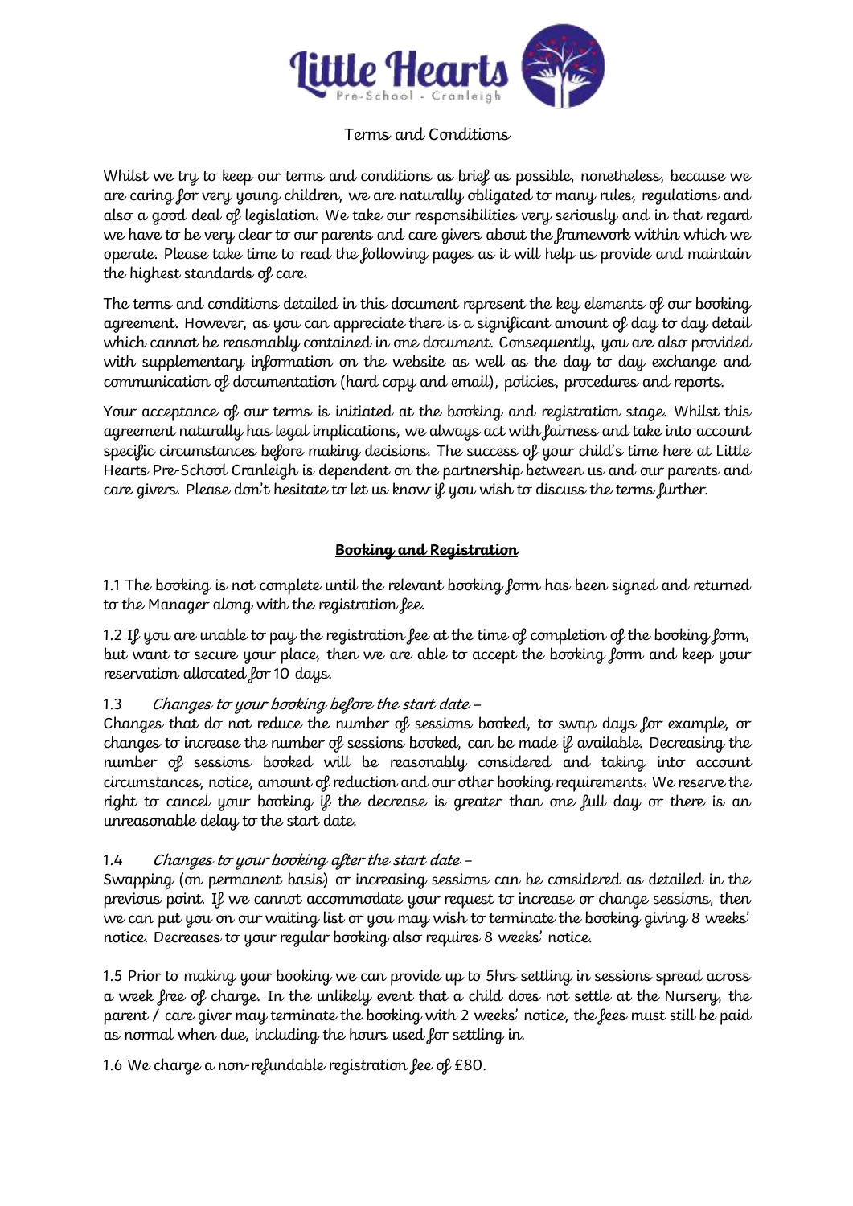# Terms and Conditions

Whilst we try to keep our terms and conditions as brief as possible, nonetheless, because we are caring for very young children, we are naturally obligated to many rules, regulations and also a good deal of legislation. We take our responsibilities very seriously and in that regard we have to be very clear to our parents and care givers about the framework within which we operate. Please take time to read the following pages as it will help us provide and maintain the highest standards of care.

The terms and conditions detailed in this document represent the key elements of our booking agreement. However, as you can appreciate there is a significant amount of day to day detail which cannot be reasonably contained in one document. Consequently, you are also provided with supplementary information on the website as well as the day to day exchange and communication of documentation (hard copy and email), policies, procedures and reports.

Your acceptance of our terms is initiated at the booking and registration stage. Whilst this agreement naturally has legal implications, we always act with fairness and take into account specific circumstances before making decisions. The success of your child's time here at Little Hearts Pre-School Cranleigh is dependent on the partnership between us and our parents and care givers. Please don't hesitate to let us know if you wish to discuss the terms further.

## **Booking and Registration**

1.1 The booking is not complete until the relevant booking form has been signed and returned to the Manager along with the registration fee.

1.2 If you are unable to pay the registration fee at the time of completion of the booking form, but want to secure your place, then we are able to accept the booking form and keep your reservation allocated for 10 days.

1.3 *Changes to your booking before the start date* –
Changes that do not reduce the number of sessions booked, to swap days for example, or changes to increase the number of sessions booked, can be made if available. Decreasing the number of sessions booked will be reasonably considered and taking into account circumstances, notice, amount of reduction and our other booking requirements. We reserve the right to cancel your booking if the decrease is greater than one full day or there is an unreasonable delay to the start date.

1.4 *Changes to your booking after the start date* –
Swapping (on permanent basis) or increasing sessions can be considered as detailed in the previous point. If we cannot accommodate your request to increase or change sessions, then we can put you on our waiting list or you may wish to terminate the booking giving 8 weeks' notice. Decreases to your regular booking also requires 8 weeks' notice.

1.5 Prior to making your booking we can provide up to 5hrs settling in sessions spread across a week free of charge. In the unlikely event that a child does not settle at the Nursery, the parent / care giver may terminate the booking with 2 weeks' notice, the fees must still be paid as normal when due, including the hours used for settling in.

1.6 We charge a non-refundable registration fee of £80.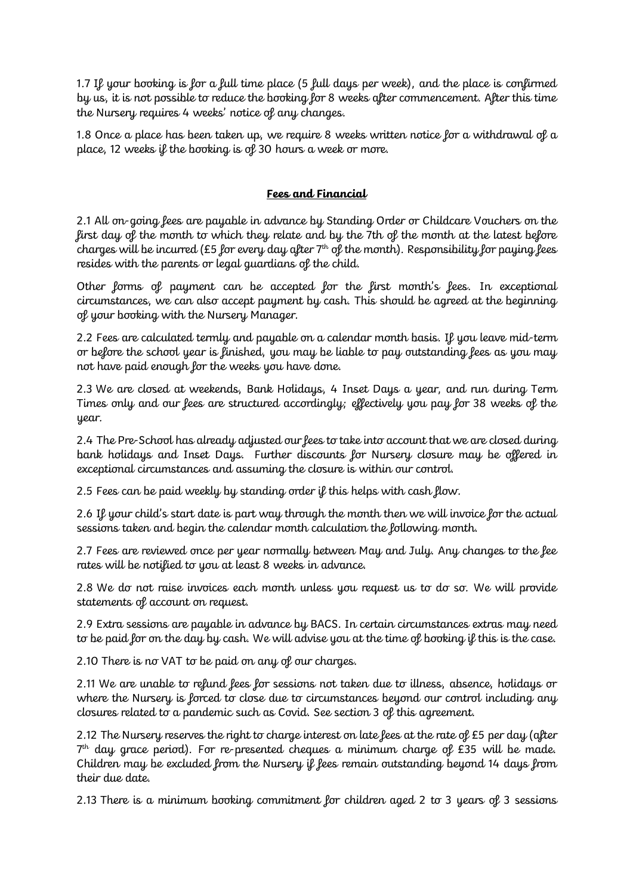1.7 If your booking is for a full time place (5 full days per week), and the place is confirmed by us, it is not possible to reduce the booking for 8 weeks after commencement. After this time the Nursery requires 4 weeks' notice of any changes.

1.8 Once a place has been taken up, we require 8 weeks written notice for a withdrawal of a place, 12 weeks if the booking is of 30 hours a week or more.

## Fees and Financial

2.1 All on-going fees are payable in advance by Standing Order or Childcare Vouchers on the first day of the month to which they relate and by the 7th of the month at the latest before charges will be incurred (£5 for every day after 7th of the month). Responsibility for paying fees resides with the parents or legal guardians of the child.

Other forms of payment can be accepted for the first month's fees. In exceptional circumstances, we can also accept payment by cash. This should be agreed at the beginning of your booking with the Nursery Manager.

2.2 Fees are calculated termly and payable on a calendar month basis. If you leave mid-term or before the school year is finished, you may be liable to pay outstanding fees as you may not have paid enough for the weeks you have done.

2.3 We are closed at weekends, Bank Holidays, 4 Inset Days a year, and run during Term Times only and our fees are structured accordingly; effectively you pay for 38 weeks of the year.

2.4 The Pre-School has already adjusted our fees to take into account that we are closed during bank holidays and Inset Days. Further discounts for Nursery closure may be offered in exceptional circumstances and assuming the closure is within our control.

2.5 Fees can be paid weekly by standing order if this helps with cash flow.

2.6 If your child's start date is part way through the month then we will invoice for the actual sessions taken and begin the calendar month calculation the following month.

2.7 Fees are reviewed once per year normally between May and July. Any changes to the fee rates will be notified to you at least 8 weeks in advance.

2.8 We do not raise invoices each month unless you request us to do so. We will provide statements of account on request.

2.9 Extra sessions are payable in advance by BACS. In certain circumstances extras may need to be paid for on the day by cash. We will advise you at the time of booking if this is the case.

2.10 There is no VAT to be paid on any of our charges.

2.11 We are unable to refund fees for sessions not taken due to illness, absence, holidays or where the Nursery is forced to close due to circumstances beyond our control including any closures related to a pandemic such as Covid. See section 3 of this agreement.

2.12 The Nursery reserves the right to charge interest on late fees at the rate of £5 per day (after 7th day grace period). For re-presented cheques a minimum charge of £35 will be made. Children may be excluded from the Nursery if fees remain outstanding beyond 14 days from their due date.

2.13 There is a minimum booking commitment for children aged 2 to 3 years of 3 sessions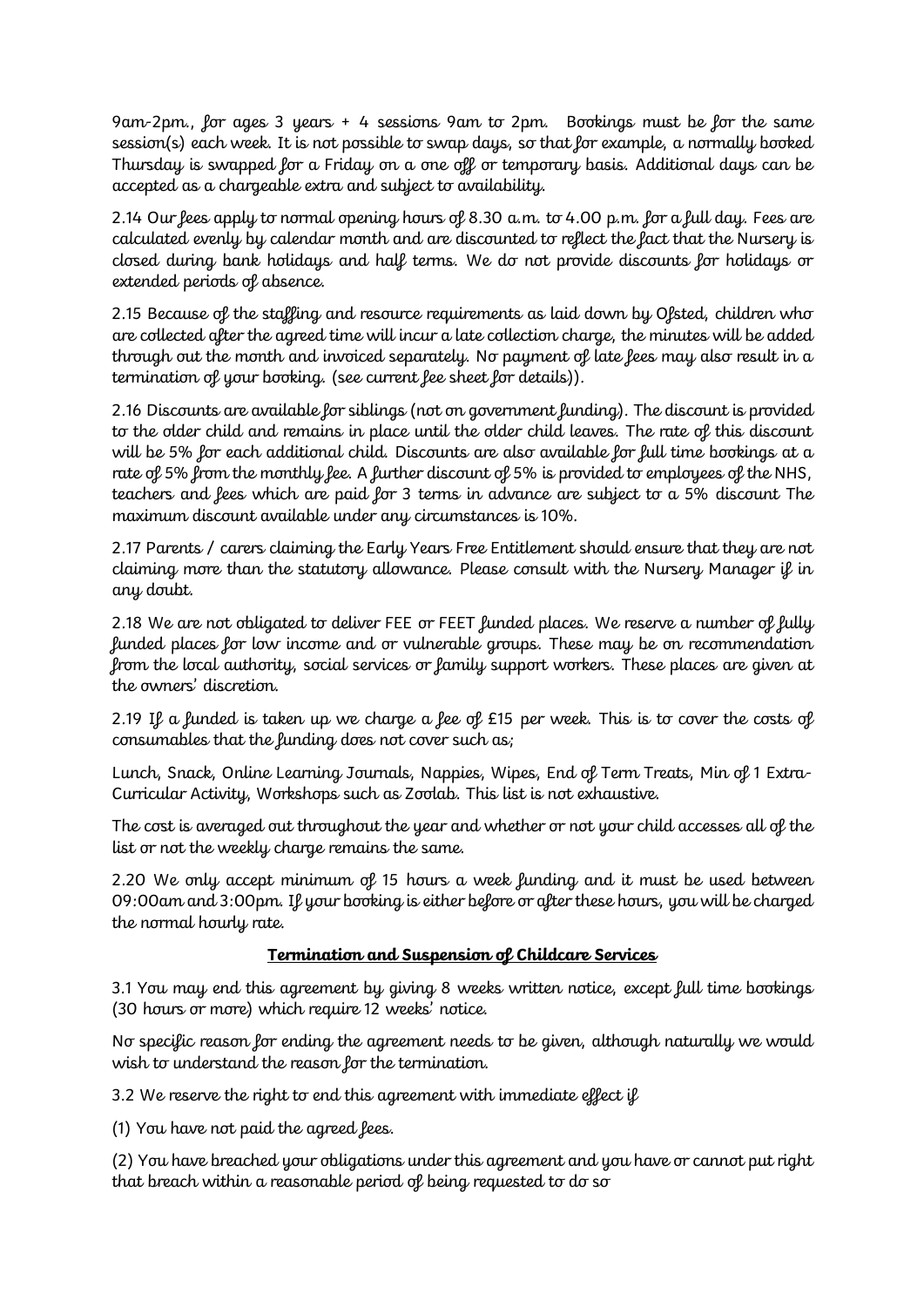9am-2pm., for ages 3 years + 4 sessions 9am to 2pm. Bookings must be for the same session(s) each week. It is not possible to swap days, so that for example, a normally booked Thursday is swapped for a Friday on a one off or temporary basis. Additional days can be accepted as a chargeable extra and subject to availability.

2.14 Our fees apply to normal opening hours of 8.30 a.m. to 4.00 p.m. for a full day. Fees are calculated evenly by calendar month and are discounted to reflect the fact that the Nursery is closed during bank holidays and half terms. We do not provide discounts for holidays or extended periods of absence.

2.15 Because of the staffing and resource requirements as laid down by Ofsted, children who are collected after the agreed time will incur a late collection charge, the minutes will be added through out the month and invoiced separately. No payment of late fees may also result in a termination of your booking. (see current fee sheet for details)).

2.16 Discounts are available for siblings (not on government funding). The discount is provided to the older child and remains in place until the older child leaves. The rate of this discount will be 5% for each additional child. Discounts are also available for full time bookings at a rate of 5% from the monthly fee. A further discount of 5% is provided to employees of the NHS, teachers and fees which are paid for 3 terms in advance are subject to a 5% discount The maximum discount available under any circumstances is 10%.

2.17 Parents / carers claiming the Early Years Free Entitlement should ensure that they are not claiming more than the statutory allowance. Please consult with the Nursery Manager if in any doubt.

2.18 We are not obligated to deliver FEE or FEET funded places. We reserve a number of fully funded places for low income and or vulnerable groups. These may be on recommendation from the local authority, social services or family support workers. These places are given at the owners' discretion.

2.19 If a funded is taken up we charge a fee of £15 per week. This is to cover the costs of consumables that the funding does not cover such as;

Lunch, Snack, Online Learning Journals, Nappies, Wipes, End of Term Treats, Min of 1 Extra-Curricular Activity, Workshops such as Zoolab. This list is not exhaustive.

The cost is averaged out throughout the year and whether or not your child accesses all of the list or not the weekly charge remains the same.

2.20 We only accept minimum of 15 hours a week funding and it must be used between 09:00am and 3:00pm. If your booking is either before or after these hours, you will be charged the normal hourly rate.

## **Termination and Suspension of Childcare Services**

3.1 You may end this agreement by giving 8 weeks written notice, except full time bookings (30 hours or more) which require 12 weeks' notice.

No specific reason for ending the agreement needs to be given, although naturally we would wish to understand the reason for the termination.

3.2 We reserve the right to end this agreement with immediate effect if

(1) You have not paid the agreed fees.

(2) You have breached your obligations under this agreement and you have or cannot put right that breach within a reasonable period of being requested to do so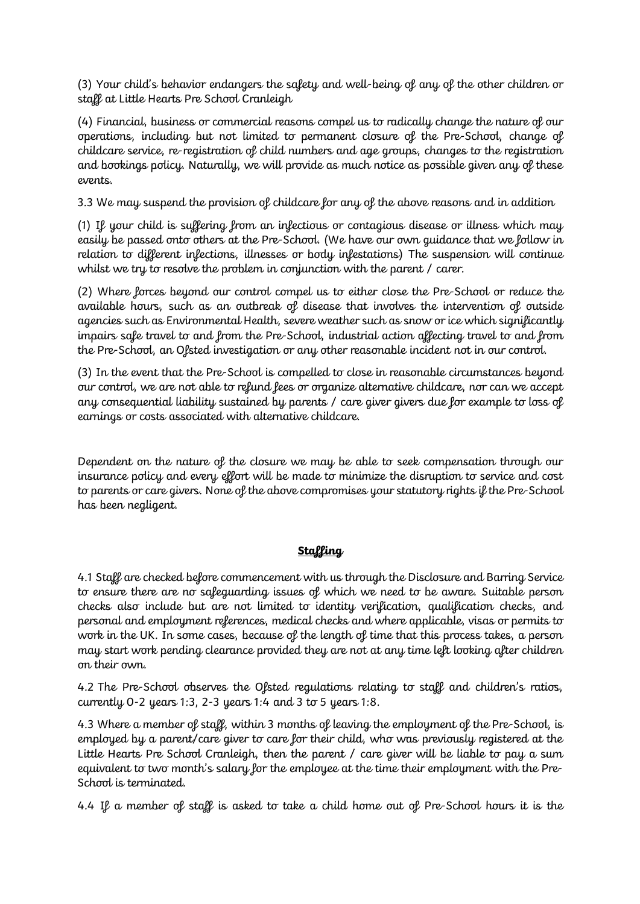(3) Your child's behavior endangers the safety and well-being of any of the other children or staff at Little Hearts Pre School Cranleigh

(4) Financial, business or commercial reasons compel us to radically change the nature of our operations, including but not limited to permanent closure of the Pre-School, change of childcare service, re-registration of child numbers and age groups, changes to the registration and bookings policy. Naturally, we will provide as much notice as possible given any of these events.

3.3 We may suspend the provision of childcare for any of the above reasons and in addition

(1) If your child is suffering from an infectious or contagious disease or illness which may easily be passed onto others at the Pre-School. (We have our own guidance that we follow in relation to different infections, illnesses or body infestations) The suspension will continue whilst we try to resolve the problem in conjunction with the parent / carer.

(2) Where forces beyond our control compel us to either close the Pre-School or reduce the available hours, such as an outbreak of disease that involves the intervention of outside agencies such as Environmental Health, severe weather such as snow or ice which significantly impairs safe travel to and from the Pre-School, industrial action affecting travel to and from the Pre-School, an Ofsted investigation or any other reasonable incident not in our control.

(3) In the event that the Pre-School is compelled to close in reasonable circumstances beyond our control, we are not able to refund fees or organize alternative childcare, nor can we accept any consequential liability sustained by parents / care giver givers due for example to loss of earnings or costs associated with alternative childcare.

Dependent on the nature of the closure we may be able to seek compensation through our insurance policy and every effort will be made to minimize the disruption to service and cost to parents or care givers. None of the above compromises your statutory rights if the Pre-School has been negligent.

## **Staffing**

4.1 Staff are checked before commencement with us through the Disclosure and Barring Service to ensure there are no safeguarding issues of which we need to be aware. Suitable person checks also include but are not limited to identity verification, qualification checks, and personal and employment references, medical checks and where applicable, visas or permits to work in the UK. In some cases, because of the length of time that this process takes, a person may start work pending clearance provided they are not at any time left looking after children on their own.

4.2 The Pre-School observes the Ofsted regulations relating to staff and children's ratios, currently 0-2 years 1:3, 2-3 years 1:4 and 3 to 5 years 1:8.

4.3 Where a member of staff, within 3 months of leaving the employment of the Pre-School, is employed by a parent/care giver to care for their child, who was previously registered at the Little Hearts Pre School Cranleigh, then the parent / care giver will be liable to pay a sum equivalent to two month's salary for the employee at the time their employment with the Pre-School is terminated.

4.4 If a member of staff is asked to take a child home out of Pre-School hours it is the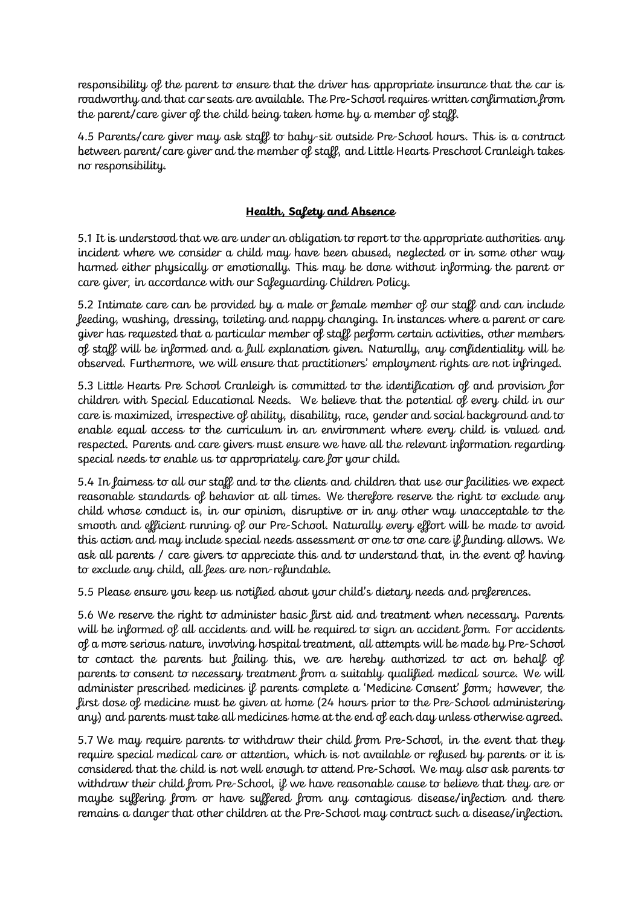responsibility of the parent to ensure that the driver has appropriate insurance that the car is roadworthy and that car seats are available. The Pre-School requires written confirmation from the parent/care giver of the child being taken home by a member of staff.

4.5 Parents/care giver may ask staff to baby-sit outside Pre-School hours. This is a contract between parent/care giver and the member of staff, and Little Hearts Preschool Cranleigh takes no responsibility.

## **Health, Safety and Absence**

5.1 It is understood that we are under an obligation to report to the appropriate authorities any incident where we consider a child may have been abused, neglected or in some other way harmed either physically or emotionally. This may be done without informing the parent or care giver, in accordance with our Safeguarding Children Policy.

5.2 Intimate care can be provided by a male or female member of our staff and can include feeding, washing, dressing, toileting and nappy changing. In instances where a parent or care giver has requested that a particular member of staff perform certain activities, other members of staff will be informed and a full explanation given. Naturally, any confidentiality will be observed. Furthermore, we will ensure that practitioners' employment rights are not infringed.

5.3 Little Hearts Pre School Cranleigh is committed to the identification of and provision for children with Special Educational Needs. We believe that the potential of every child in our care is maximized, irrespective of ability, disability, race, gender and social background and to enable equal access to the curriculum in an environment where every child is valued and respected. Parents and care givers must ensure we have all the relevant information regarding special needs to enable us to appropriately care for your child.

5.4 In fairness to all our staff and to the clients and children that use our facilities we expect reasonable standards of behavior at all times. We therefore reserve the right to exclude any child whose conduct is, in our opinion, disruptive or in any other way unacceptable to the smooth and efficient running of our Pre-School. Naturally every effort will be made to avoid this action and may include special needs assessment or one to one care if funding allows. We ask all parents / care givers to appreciate this and to understand that, in the event of having to exclude any child, all fees are non-refundable.

5.5 Please ensure you keep us notified about your child's dietary needs and preferences.

5.6 We reserve the right to administer basic first aid and treatment when necessary. Parents will be informed of all accidents and will be required to sign an accident form. For accidents of a more serious nature, involving hospital treatment, all attempts will be made by Pre-School to contact the parents but failing this, we are hereby authorized to act on behalf of parents to consent to necessary treatment from a suitably qualified medical source. We will administer prescribed medicines if parents complete a 'Medicine Consent' form; however, the first dose of medicine must be given at home (24 hours prior to the Pre-School administering any) and parents must take all medicines home at the end of each day unless otherwise agreed.

5.7 We may require parents to withdraw their child from Pre-School, in the event that they require special medical care or attention, which is not available or refused by parents or it is considered that the child is not well enough to attend Pre-School. We may also ask parents to withdraw their child from Pre-School, if we have reasonable cause to believe that they are or maybe suffering from or have suffered from any contagious disease/infection and there remains a danger that other children at the Pre-School may contract such a disease/infection.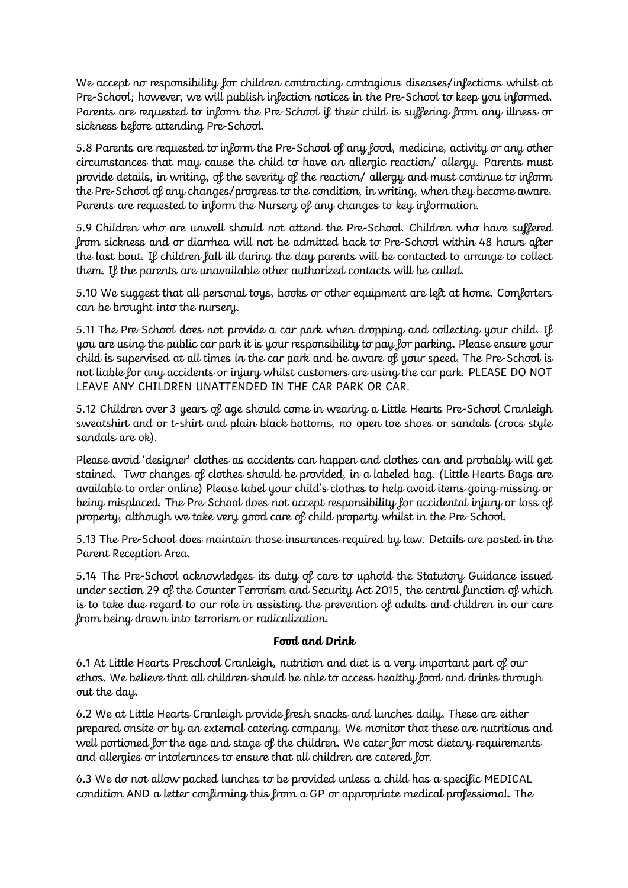We accept no responsibility for children contracting contagious diseases/infections whilst at Pre-School; however, we will publish infection notices in the Pre-School to keep you informed. Parents are requested to inform the Pre-School if their child is suffering from any illness or sickness before attending Pre-School.

5.8 Parents are requested to inform the Pre-School of any food, medicine, activity or any other circumstances that may cause the child to have an allergic reaction/ allergy. Parents must provide details, in writing, of the severity of the reaction/ allergy and must continue to inform the Pre-School of any changes/progress to the condition, in writing, when they become aware. Parents are requested to inform the Nursery of any changes to key information.

5.9 Children who are unwell should not attend the Pre-School. Children who have suffered from sickness and or diarrhea will not be admitted back to Pre-School within 48 hours after the last bout. If children fall ill during the day parents will be contacted to arrange to collect them. If the parents are unavailable other authorized contacts will be called.

5.10 We suggest that all personal toys, books or other equipment are left at home. Comforters can be brought into the nursery.

5.11 The Pre-School does not provide a car park when dropping and collecting your child. If you are using the public car park it is your responsibility to pay for parking. Please ensure your child is supervised at all times in the car park and be aware of your speed. The Pre-School is not liable for any accidents or injury whilst customers are using the car park. PLEASE DO NOT LEAVE ANY CHILDREN UNATTENDED IN THE CAR PARK OR CAR.

5.12 Children over 3 years of age should come in wearing a Little Hearts Pre-School Cranleigh sweatshirt and or t-shirt and plain black bottoms, no open toe shoes or sandals (crocs style sandals are ok).

Please avoid 'designer' clothes as accidents can happen and clothes can and probably will get stained. Two changes of clothes should be provided, in a labeled bag. (Little Hearts Bags are available to order online) Please label your child's clothes to help avoid items going missing or being misplaced. The Pre-School does not accept responsibility for accidental injury or loss of property, although we take very good care of child property whilst in the Pre-School.

5.13 The Pre-School does maintain those insurances required by law. Details are posted in the Parent Reception Area.

5.14 The Pre-School acknowledges its duty of care to uphold the Statutory Guidance issued under section 29 of the Counter Terrorism and Security Act 2015, the central function of which is to take due regard to our role in assisting the prevention of adults and children in our care from being drawn into terrorism or radicalization.

## Food and Drink

6.1 At Little Hearts Preschool Cranleigh, nutrition and diet is a very important part of our ethos. We believe that all children should be able to access healthy food and drinks through out the day.

6.2 We at Little Hearts Cranleigh provide fresh snacks and lunches daily. These are either prepared onsite or by an external catering company. We monitor that these are nutritious and well portioned for the age and stage of the children. We cater for most dietary requirements and allergies or intolerances to ensure that all children are catered for.

6.3 We do not allow packed lunches to be provided unless a child has a specific MEDICAL condition AND a letter confirming this from a GP or appropriate medical professional. The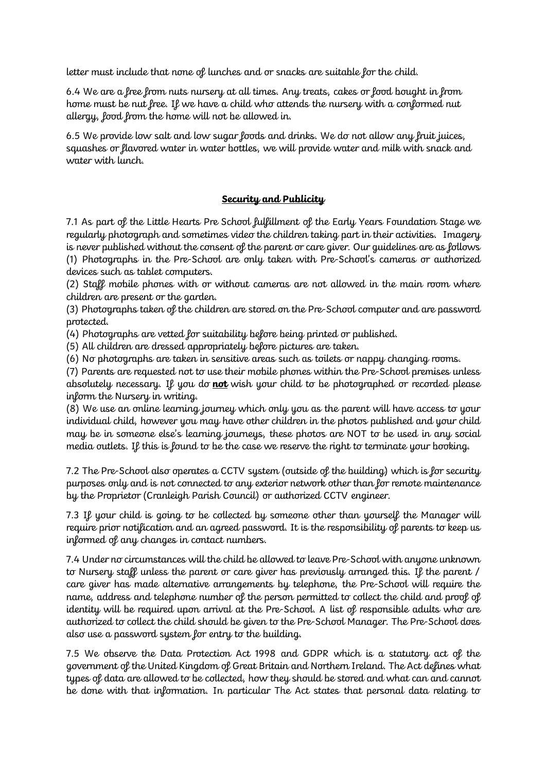letter must include that none of lunches and or snacks are suitable for the child.

6.4 We are a free from nuts nursery at all times. Any treats, cakes or food bought in from home must be nut free. If we have a child who attends the nursery with a conformed nut allergy, food from the home will not be allowed in.

6.5 We provide low salt and low sugar foods and drinks. We do not allow any fruit juices, squashes or flavored water in water bottles, we will provide water and milk with snack and water with lunch.

## Security and Publicity

7.1 As part of the Little Hearts Pre School fulfillment of the Early Years Foundation Stage we regularly photograph and sometimes video the children taking part in their activities. Imagery is never published without the consent of the parent or care giver. Our guidelines are as follows
(1) Photographs in the Pre-School are only taken with Pre-School's cameras or authorized devices such as tablet computers.
(2) Staff mobile phones with or without cameras are not allowed in the main room where children are present or the garden.
(3) Photographs taken of the children are stored on the Pre-School computer and are password protected.
(4) Photographs are vetted for suitability before being printed or published.
(5) All children are dressed appropriately before pictures are taken.
(6) No photographs are taken in sensitive areas such as toilets or nappy changing rooms.
(7) Parents are requested not to use their mobile phones within the Pre-School premises unless absolutely necessary. If you do **not** wish your child to be photographed or recorded please inform the Nursery in writing.
(8) We use an online learning journey which only you as the parent will have access to your individual child, however you may have other children in the photos published and your child may be in someone else's learning journeys, these photos are NOT to be used in any social media outlets. If this is found to be the case we reserve the right to terminate your booking.

7.2 The Pre-School also operates a CCTV system (outside of the building) which is for security purposes only and is not connected to any exterior network other than for remote maintenance by the Proprietor (Cranleigh Parish Council) or authorized CCTV engineer.

7.3 If your child is going to be collected by someone other than yourself the Manager will require prior notification and an agreed password. It is the responsibility of parents to keep us informed of any changes in contact numbers.

7.4 Under no circumstances will the child be allowed to leave Pre-School with anyone unknown to Nursery staff unless the parent or care giver has previously arranged this. If the parent / care giver has made alternative arrangements by telephone, the Pre-School will require the name, address and telephone number of the person permitted to collect the child and proof of identity will be required upon arrival at the Pre-School. A list of responsible adults who are authorized to collect the child should be given to the Pre-School Manager. The Pre-School does also use a password system for entry to the building.

7.5 We observe the Data Protection Act 1998 and GDPR which is a statutory act of the government of the United Kingdom of Great Britain and Northern Ireland. The Act defines what types of data are allowed to be collected, how they should be stored and what can and cannot be done with that information. In particular The Act states that personal data relating to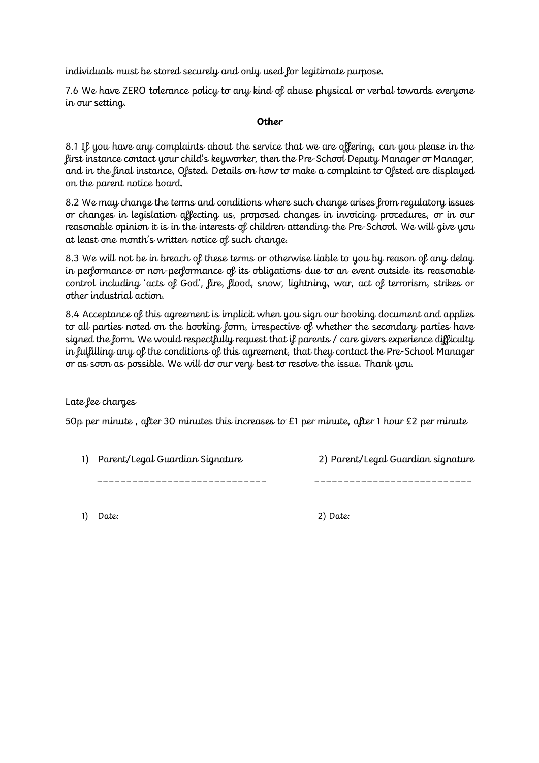individuals must be stored securely and only used for legitimate purpose.

7.6 We have ZERO tolerance policy to any kind of abuse physical or verbal towards everyone in our setting.

## **Other**

8.1 If you have any complaints about the service that we are offering, can you please in the first instance contact your child's keyworker, then the Pre-School Deputy Manager or Manager, and in the final instance, Ofsted. Details on how to make a complaint to Ofsted are displayed on the parent notice board.

8.2 We may change the terms and conditions where such change arises from regulatory issues or changes in legislation affecting us, proposed changes in invoicing procedures, or in our reasonable opinion it is in the interests of children attending the Pre-School. We will give you at least one month's written notice of such change.

8.3 We will not be in breach of these terms or otherwise liable to you by reason of any delay in performance or non-performance of its obligations due to an event outside its reasonable control including 'acts of God', fire, flood, snow, lightning, war, act of terrorism, strikes or other industrial action.

8.4 Acceptance of this agreement is implicit when you sign our booking document and applies to all parties noted on the booking form, irrespective of whether the secondary parties have signed the form. We would respectfully request that if parents / care givers experience difficulty in fulfilling any of the conditions of this agreement, that they contact the Pre-School Manager or as soon as possible. We will do our very best to resolve the issue. Thank you.

Late fee charges

50p per minute , after 30 minutes this increases to £1 per minute, after 1 hour £2 per minute

1) Parent/Legal Guardian Signature

_____________________________

2) Parent/Legal Guardian signature

___________________________

1) Date:

2) Date: